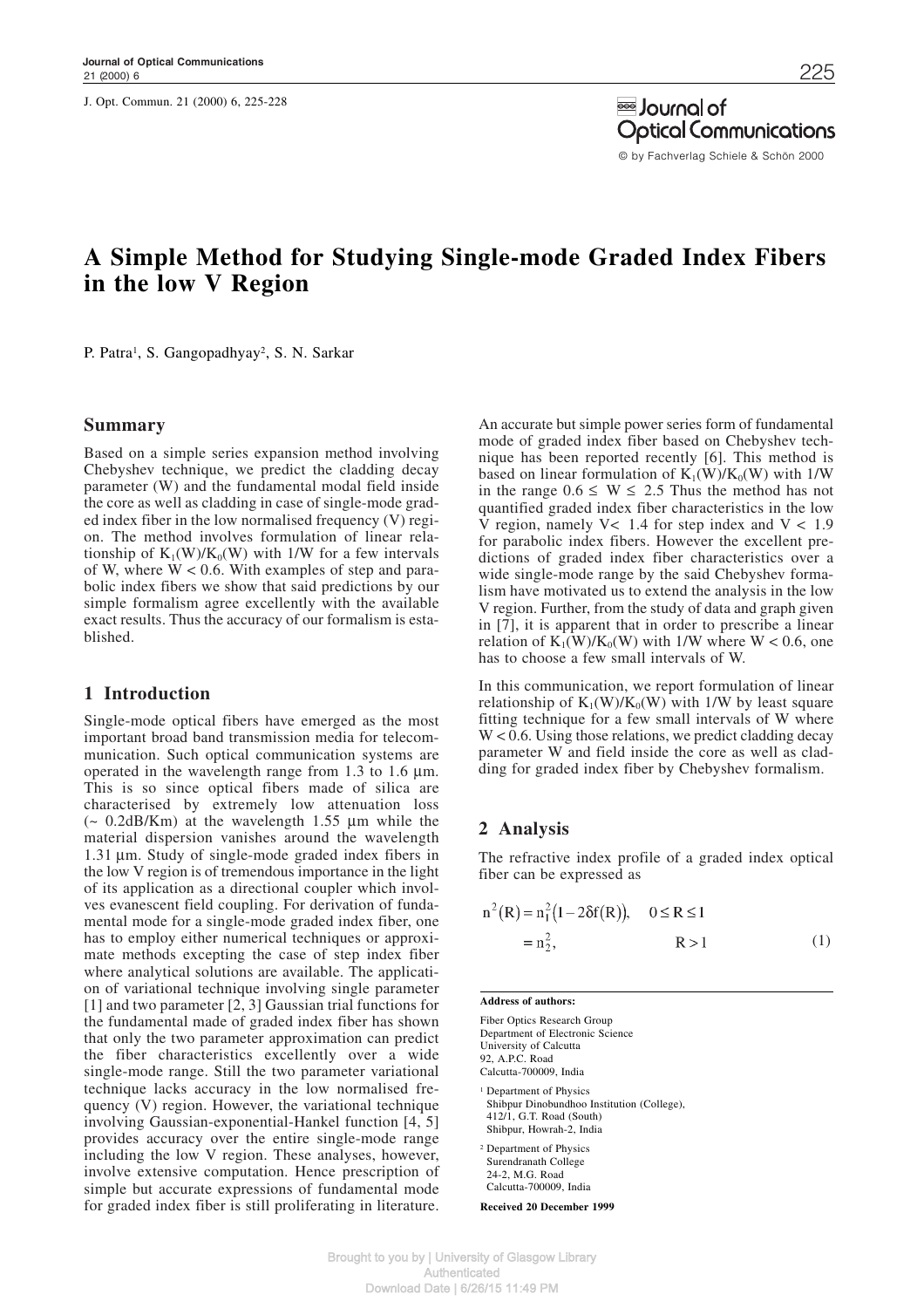# A Simple Method for Studying Single-mode Graded Index Fibers in the low V Region

P. Patra[1], S. Gangopadhyay[2], S. N. Sarkar

## Summary

Based on a simple series expansion method involving Chebyshev technique, we predict the cladding decay parameter (W) and the fundamental modal field inside the core as well as cladding in case of single-mode graded index fiber in the low normalised frequency (V) region. The method involves formulation of linear relationship of $K_1(W)/K_0(W)$ with 1/W for a few intervals of W, where $W < 0.6$. With examples of step and parabolic index fibers we show that said predictions by our simple formalism agree excellently with the available exact results. Thus the accuracy of our formalism is established.

## 1 Introduction

Single-mode optical fibers have emerged as the most important broad band transmission media for telecommunication. Such optical communication systems are operated in the wavelength range from 1.3 to 1.6 µm. This is so since optical fibers made of silica are characterised by extremely low attenuation loss (~ 0.2dB/Km) at the wavelength 1.55 µm while the material dispersion vanishes around the wavelength 1.31 µm. Study of single-mode graded index fibers in the low V region is of tremendous importance in the light of its application as a directional coupler which involves evanescent field coupling. For derivation of fundamental mode for a single-mode graded index fiber, one has to employ either numerical techniques or approximate methods excepting the case of step index fiber where analytical solutions are available. The application of variational technique involving single parameter [1] and two parameter [2, 3] Gaussian trial functions for the fundamental made of graded index fiber has shown that only the two parameter approximation can predict the fiber characteristics excellently over a wide single-mode range. Still the two parameter variational technique lacks accuracy in the low normalised frequency (V) region. However, the variational technique involving Gaussian-exponential-Hankel function [4, 5] provides accuracy over the entire single-mode range including the low V region. These analyses, however, involve extensive computation. Hence prescription of simple but accurate expressions of fundamental mode for graded index fiber is still proliferating in literature.

An accurate but simple power series form of fundamental mode of graded index fiber based on Chebyshev technique has been reported recently [6]. This method is based on linear formulation of $K_1(W)/K_0(W)$ with 1/W in the range $0.6 \leq W \leq 2.5$ Thus the method has not quantified graded index fiber characteristics in the low V region, namely $V< 1.4$ for step index and $V < 1.9$ for parabolic index fibers. However the excellent predictions of graded index fiber characteristics over a wide single-mode range by the said Chebyshev formalism have motivated us to extend the analysis in the low V region. Further, from the study of data and graph given in [7], it is apparent that in order to prescribe a linear relation of $K_1(W)/K_0(W)$ with 1/W where $W < 0.6$, one has to choose a few small intervals of W.

In this communication, we report formulation of linear relationship of $K_1(W)/K_0(W)$ with 1/W by least square fitting technique for a few small intervals of W where $W < 0.6$. Using those relations, we predict cladding decay parameter W and field inside the core as well as cladding for graded index fiber by Chebyshev formalism.

## 2 Analysis

The refractive index profile of a graded index optical fiber can be expressed as

$$
\begin{aligned}
n^2(R) &= n_1^2\left(1 - 2\delta f(R)\right), \quad 0 \leq R \leq 1 \\
&= n_2^2, \quad R > 1
\end{aligned}
\tag{1}
$$

**Address of authors:**

Fiber Optics Research Group
Department of Electronic Science
University of Calcutta
92, A.P.C. Road
Calcutta-700009, India

[1] Department of Physics
Shibpur Dinobundhoo Institution (College),
412/1, G.T. Road (South)
Shibpur, Howrah-2, India

[2] Department of Physics
Surendranath College
24-2, M.G. Road
Calcutta-700009, India

**Received 20 December 1999**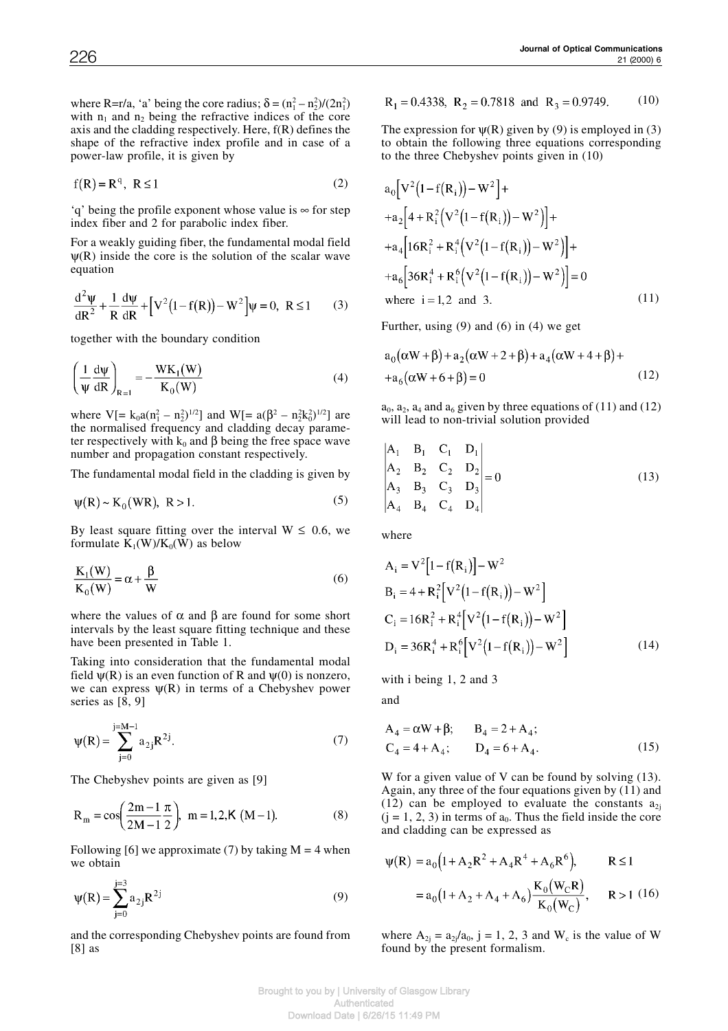where R=r/a, 'a' being the core radius; $\delta = (n_1^2 - n_2^2)/(2n_1^2)$ with $n_1$ and $n_2$ being the refractive indices of the core axis and the cladding respectively. Here, f(R) defines the shape of the refractive index profile and in case of a power-law profile, it is given by

$$f(R) = R^q, \quad R \le 1 \tag{2}$$

'q' being the profile exponent whose value is ∞ for step index fiber and 2 for parabolic index fiber.

For a weakly guiding fiber, the fundamental modal field ψ(R) inside the core is the solution of the scalar wave equation

$$\frac{d^2\psi}{dR^2} + \frac{1}{R}\frac{d\psi}{dR} + \left[V^2(1 - f(R)) - W^2\right]\psi = 0, \quad R \le 1 \tag{3}$$

together with the boundary condition

$$\left(\frac{1}{\psi}\frac{d\psi}{dR}\right)_{R=1} = -\frac{WK_1(W)}{K_0(W)} \tag{4}$$

where $V[= k_0 a(n_1^2 - n_2^2)^{1/2}]$ and $W[= a(\beta^2 - n_2^2 k_0^2)^{1/2}]$ are the normalised frequency and cladding decay parameter respectively with $k_0$ and β being the free space wave number and propagation constant respectively.

The fundamental modal field in the cladding is given by

$$\psi(R) \sim K_0(WR), \quad R > 1. \tag{5}$$

By least square fitting over the interval $W \le 0.6$, we formulate $K_1(W)/K_0(W)$ as below

$$\frac{K_1(W)}{K_0(W)} = \alpha + \frac{\beta}{W} \tag{6}$$

where the values of α and β are found for some short intervals by the least square fitting technique and these have been presented in Table 1.

Taking into consideration that the fundamental modal field ψ(R) is an even function of R and ψ(0) is nonzero, we can express ψ(R) in terms of a Chebyshev power series as [8, 9]

$$\psi(R) = \sum_{j=0}^{j=M-1} a_{2j} R^{2j}. \tag{7}$$

The Chebyshev points are given as [9]

$$R_m = \cos\left(\frac{2m-1}{2M-1}\frac{\pi}{2}\right), \quad m = 1, 2, \ldots (M-1). \tag{8}$$

Following [6] we approximate (7) by taking M = 4 when we obtain

$$\psi(R) = \sum_{j=0}^{j=3} a_{2j} R^{2j} \tag{9}$$

and the corresponding Chebyshev points are found from [8] as

$$R_1 = 0.4338, \; R_2 = 0.7818 \; \text{and} \; R_3 = 0.9749. \tag{10}$$

The expression for ψ(R) given by (9) is employed in (3) to obtain the following three equations corresponding to the three Chebyshev points given in (10)

$$\begin{aligned}
&a_0\left[V^2(1 - f(R_i)) - W^2\right] + \\
&+ a_2\left[4 + R_i^2\left(V^2(1 - f(R_i)) - W^2\right)\right] + \\
&+ a_4\left[16R_i^2 + R_i^4\left(V^2(1 - f(R_i)) - W^2\right)\right] + \\
&+ a_6\left[36R_i^4 + R_i^6\left(V^2(1 - f(R_i)) - W^2\right)\right] = 0 \\
&\text{where } i = 1, 2 \text{ and } 3.
\end{aligned} \tag{11}$$

Further, using (9) and (6) in (4) we get

$$\begin{aligned}
&a_0(\alpha W + \beta) + a_2(\alpha W + 2 + \beta) + a_4(\alpha W + 4 + \beta) + \\
&+ a_6(\alpha W + 6 + \beta) = 0
\end{aligned} \tag{12}$$

$a_0$, $a_2$, $a_4$ and $a_6$ given by three equations of (11) and (12) will lead to non-trivial solution provided

$$\begin{vmatrix} A_1 & B_1 & C_1 & D_1 \\ A_2 & B_2 & C_2 & D_2 \\ A_3 & B_3 & C_3 & D_3 \\ A_4 & B_4 & C_4 & D_4 \end{vmatrix} = 0 \tag{13}$$

where

$$\begin{aligned}
A_i &= V^2\left[1 - f(R_i)\right] - W^2 \\
B_i &= 4 + R_i^2\left[V^2(1 - f(R_i)) - W^2\right] \\
C_i &= 16R_i^2 + R_i^4\left[V^2(1 - f(R_i)) - W^2\right] \\
D_i &= 36R_i^4 + R_i^6\left[V^2(1 - f(R_i)) - W^2\right]
\end{aligned} \tag{14}$$

with i being 1, 2 and 3

and

$$\begin{aligned}
A_4 &= \alpha W + \beta; \qquad B_4 = 2 + A_4; \\
C_4 &= 4 + A_4; \qquad D_4 = 6 + A_4.
\end{aligned} \tag{15}$$

W for a given value of V can be found by solving (13). Again, any three of the four equations given by (11) and (12) can be employed to evaluate the constants $a_{2j}$ (j = 1, 2, 3) in terms of $a_0$. Thus the field inside the core and cladding can be expressed as

$$\begin{aligned}
\psi(R) &= a_0\left(1 + A_2R^2 + A_4R^4 + A_6R^6\right), && R \le 1 \\
&= a_0\left(1 + A_2 + A_4 + A_6\right)\frac{K_0(W_C R)}{K_0(W_C)}, && R > 1
\end{aligned} \tag{16}$$

where $A_{2j} = a_{2j}/a_0$, j = 1, 2, 3 and $W_c$ is the value of W found by the present formalism.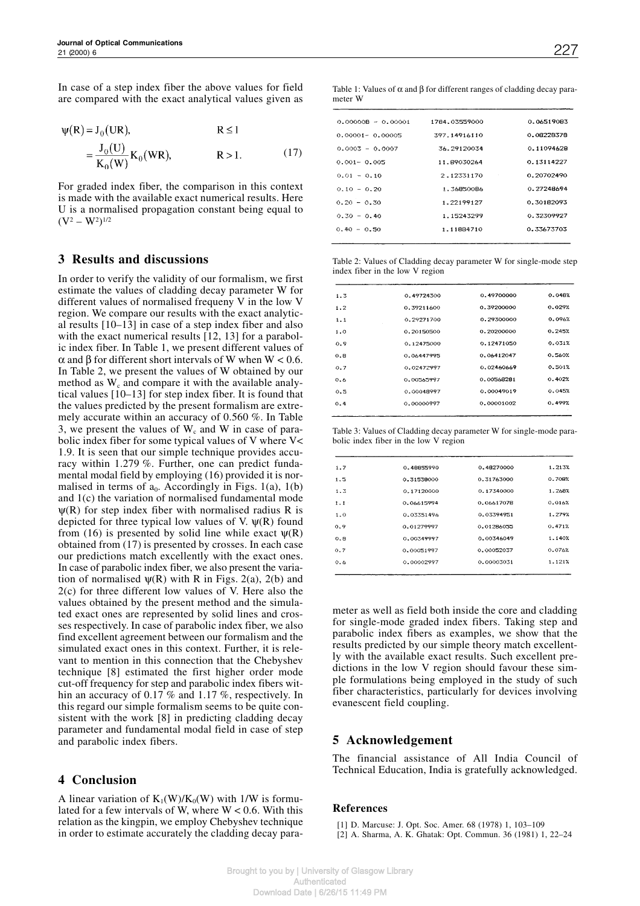In case of a step index fiber the above values for field are compared with the exact analytical values given as

$$\psi(R) = J_0(UR), \qquad R \leq 1$$

$$= \frac{J_0(U)}{K_0(W)} K_0(WR), \qquad R > 1. \tag{17}$$

For graded index fiber, the comparison in this context is made with the available exact numerical results. Here U is a normalised propagation constant being equal to $(V^2 - W^2)^{1/2}$

## 3 Results and discussions

In order to verify the validity of our formalism, we first estimate the values of cladding decay parameter W for different values of normalised frequeny V in the low V region. We compare our results with the exact analytical results [10–13] in case of a step index fiber and also with the exact numerical results [12, 13] for a parabolic index fiber. In Table 1, we present different values of $\alpha$ and $\beta$ for different short intervals of W when $W < 0.6$. In Table 2, we present the values of W obtained by our method as $W_c$ and compare it with the available analytical values [10–13] for step index fiber. It is found that the values predicted by the present formalism are extremely accurate within an accuracy of 0.560 %. In Table 3, we present the values of $W_c$ and W in case of parabolic index fiber for some typical values of V where V< 1.9. It is seen that our simple technique provides accuracy within 1.279 %. Further, one can predict fundamental modal field by employing (16) provided it is normalised in terms of $a_0$. Accordingly in Figs. 1(a), 1(b) and 1(c) the variation of normalised fundamental mode $\psi(R)$ for step index fiber with normalised radius R is depicted for three typical low values of V. $\psi(R)$ found from (16) is presented by solid line while exact $\psi(R)$ obtained from (17) is presented by crosses. In each case our predictions match excellently with the exact ones. In case of parabolic index fiber, we also present the variation of normalised $\psi(R)$ with R in Figs. 2(a), 2(b) and 2(c) for three different low values of V. Here also the values obtained by the present method and the simulated exact ones are represented by solid lines and crosses respectively. In case of parabolic index fiber, we also find excellent agreement between our formalism and the simulated exact ones in this context. Further, it is relevant to mention in this connection that the Chebyshev technique [8] estimated the first higher order mode cut-off frequency for step and parabolic index fibers within an accuracy of 0.17 % and 1.17 %, respectively. In this regard our simple formalism seems to be quite consistent with the work [8] in predicting cladding decay parameter and fundamental modal field in case of step and parabolic index fibers.

Table 1: Values of $\alpha$ and $\beta$ for different ranges of cladding decay parameter W

| | | |
|---|---|---|
| 0.000008 – 0.00001 | 1784.03559000 | 0.06519083 |
| 0.00001– 0.00005 | 397.14916110 | 0.08228378 |
| 0.0003 – 0.0007 | 36.29120034 | 0.11094628 |
| 0.001– 0.005 | 11.89030264 | 0.13114227 |
| 0.01 – 0.10 | 2.12331170 | 0.20702490 |
| 0.10 – 0.20 | 1.36850086 | 0.27248694 |
| 0.20 – 0.30 | 1.22199127 | 0.30182093 |
| 0.30 – 0.40 | 1.15243299 | 0.32309927 |
| 0.40 – 0.50 | 1.11884710 | 0.33673703 |

Table 2: Values of Cladding decay parameter W for single-mode step index fiber in the low V region

| | | | |
|---|---|---|---|
| 1.3 | 0.49724300 | 0.49700000 | 0.048% |
| 1.2 | 0.39211600 | 0.39200000 | 0.029% |
| 1.1 | 0.29271700 | 0.29300000 | 0.096% |
| 1.0 | 0.20150500 | 0.20200000 | 0.245% |
| 0.9 | 0.12475000 | 0.12471050 | 0.031% |
| 0.8 | 0.06447995 | 0.06412047 | 0.560% |
| 0.7 | 0.02472997 | 0.02460669 | 0.501% |
| 0.6 | 0.00565997 | 0.00568281 | 0.402% |
| 0.5 | 0.00048997 | 0.00049019 | 0.045% |
| 0.4 | 0.00000997 | 0.00001002 | 0.499% |

Table 3: Values of Cladding decay parameter W for single-mode parabolic index fiber in the low V region

| | | | |
|---|---|---|---|
| 1.7 | 0.48855990 | 0.48270000 | 1.213% |
| 1.5 | 0.31538000 | 0.31763000 | 0.708% |
| 1.3 | 0.17120000 | 0.17340000 | 1.268% |
| 1.1 | 0.06615994 | 0.06617078 | 0.016% |
| 1.0 | 0.03351496 | 0.03394951 | 1.279% |
| 0.9 | 0.01279997 | 0.01286035 | 0.471% |
| 0.8 | 0.00349997 | 0.00346049 | 1.140% |
| 0.7 | 0.00051997 | 0.00052037 | 0.076% |
| 0.6 | 0.00002997 | 0.00003031 | 1.121% |

## 4 Conclusion

A linear variation of $K_1(W)/K_0(W)$ with $1/W$ is formulated for a few intervals of W, where $W < 0.6$. With this relation as the kingpin, we employ Chebyshev technique in order to estimate accurately the cladding decay parameter as well as field both inside the core and cladding for single-mode graded index fibers. Taking step and parabolic index fibers as examples, we show that the results predicted by our simple theory match excellently with the available exact results. Such excellent predictions in the low V region should favour these simple formulations being employed in the study of such fiber characteristics, particularly for devices involving evanescent field coupling.

## 5 Acknowledgement

The financial assistance of All India Council of Technical Education, India is gratefully acknowledged.

## References

[1] D. Marcuse: J. Opt. Soc. Amer. 68 (1978) 1, 103–109

[2] A. Sharma, A. K. Ghatak: Opt. Commun. 36 (1981) 1, 22–24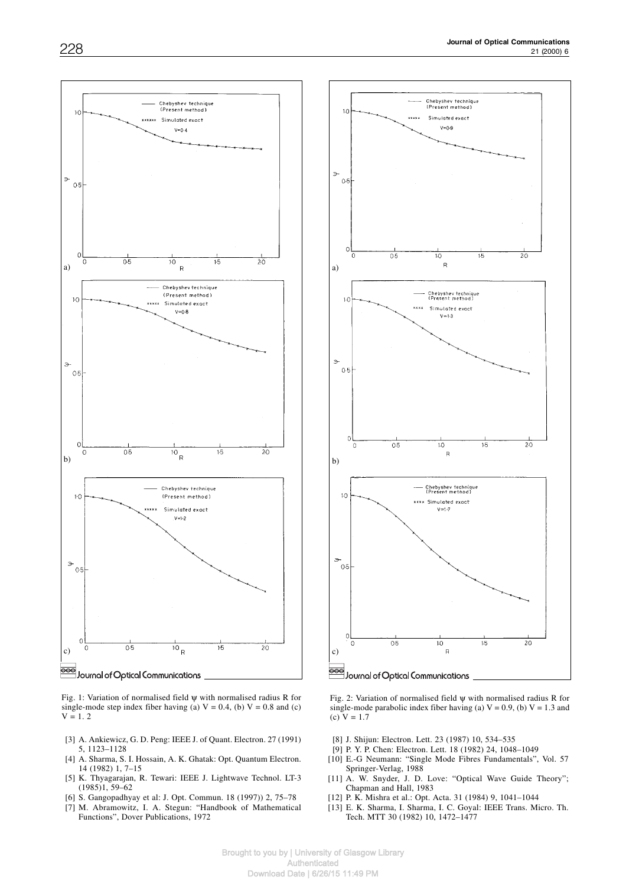Chebyshev technique
(Present method)
xxxxxx Simulated exact
V=0·4

1·0
0·5
0
0 0·5 1·0 1·5 2·0
R
ψ
a)

Chebyshev technique
(Present method)
xxxxx Simulated exact
V=0·8

1·0
0·5
0
0 0·5 1·0 1·5 2·0
R
ψ
b)

Chebyshev technique
(Present method)
xxxxx Simulated exact
V=1·2

1·0
0·5
0
0 0·5 1·0 1·5 2·0
R
ψ
c)

Journal of Optical Communications

Fig. 1: Variation of normalised field ψ with normalised radius R for single-mode step index fiber having (a) V = 0.4, (b) V = 0.8 and (c) V = 1. 2

Chebyshev technique
(Present method)
xxxxx Simulated exact
V=0·9

1·0
0·5
0
0 0·5 1·0 1·5 2·0
R
ψ
a)

Chebyshev technique
(Present method)
xxxx Simulated exact
V=1·3

1·0
0·5
0
0 0·5 1·0 1·5 2·0
R
ψ
b)

Chebyshev technique
(Present method)
xxxx Simulated exact
V=1·7

1·0
0·5
0
0 0·5 1·0 1·5 2·0
R
ψ
c)

Journal of Optical Communications

Fig. 2: Variation of normalised field ψ with normalised radius R for single-mode parabolic index fiber having (a) V = 0.9, (b) V = 1.3 and (c) V = 1.7

[3] A. Ankiewicz, G. D. Peng: IEEE J. of Quant. Electron. 27 (1991) 5, 1123–1128

[4] A. Sharma, S. I. Hossain, A. K. Ghatak: Opt. Quantum Electron. 14 (1982) 1, 7–15

[5] K. Thyagarajan, R. Tewari: IEEE J. Lightwave Technol. LT-3 (1985)1, 59–62

[6] S. Gangopadhyay et al: J. Opt. Commun. 18 (1997)) 2, 75–78

[7] M. Abramowitz, I. A. Stegun: "Handbook of Mathematical Functions", Dover Publications, 1972

[8] J. Shijun: Electron. Lett. 23 (1987) 10, 534–535

[9] P. Y. P. Chen: Electron. Lett. 18 (1982) 24, 1048–1049

[10] E.-G Neumann: "Single Mode Fibres Fundamentals", Vol. 57 Springer-Verlag, 1988

[11] A. W. Snyder, J. D. Love: "Optical Wave Guide Theory"; Chapman and Hall, 1983

[12] P. K. Mishra et al.: Opt. Acta. 31 (1984) 9, 1041–1044

[13] E. K. Sharma, I. Sharma, I. C. Goyal: IEEE Trans. Micro. Th. Tech. MTT 30 (1982) 10, 1472–1477